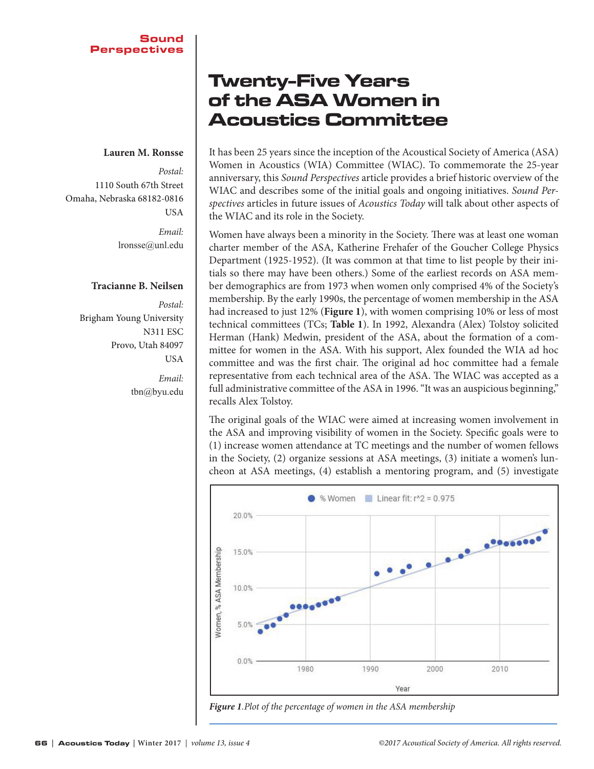Sound Perspectives

# Twenty-Five Years of the ASA Women in Acoustics Committee

**Lauren M. Ronsse**

*Postal:*
1110 South 67th Street
Omaha, Nebraska 68182-0816
USA

*Email:*
lronsse@unl.edu

**Tracianne B. Neilsen**

*Postal:*
Brigham Young University
N311 ESC
Provo, Utah 84097
USA

*Email:*
tbn@byu.edu

It has been 25 years since the inception of the Acoustical Society of America (ASA) Women in Acoustics (WIA) Committee (WIAC). To commemorate the 25-year anniversary, this *Sound Perspectives* article provides a brief historic overview of the WIAC and describes some of the initial goals and ongoing initiatives. *Sound Perspectives* articles in future issues of *Acoustics Today* will talk about other aspects of the WIAC and its role in the Society.

Women have always been a minority in the Society. There was at least one woman charter member of the ASA, Katherine Frehafer of the Goucher College Physics Department (1925-1952). (It was common at that time to list people by their initials so there may have been others.) Some of the earliest records on ASA member demographics are from 1973 when women only comprised 4% of the Society's membership. By the early 1990s, the percentage of women membership in the ASA had increased to just 12% (**Figure 1**), with women comprising 10% or less of most technical committees (TCs; **Table 1**). In 1992, Alexandra (Alex) Tolstoy solicited Herman (Hank) Medwin, president of the ASA, about the formation of a committee for women in the ASA. With his support, Alex founded the WIA ad hoc committee and was the first chair. The original ad hoc committee had a female representative from each technical area of the ASA. The WIAC was accepted as a full administrative committee of the ASA in 1996. "It was an auspicious beginning," recalls Alex Tolstoy.

The original goals of the WIAC were aimed at increasing women involvement in the ASA and improving visibility of women in the Society. Specific goals were to (1) increase women attendance at TC meetings and the number of women fellows in the Society, (2) organize sessions at ASA meetings, (3) initiate a women's luncheon at ASA meetings, (4) establish a mentoring program, and (5) investigate

*Figure 1*. Plot of the percentage of women in the ASA membership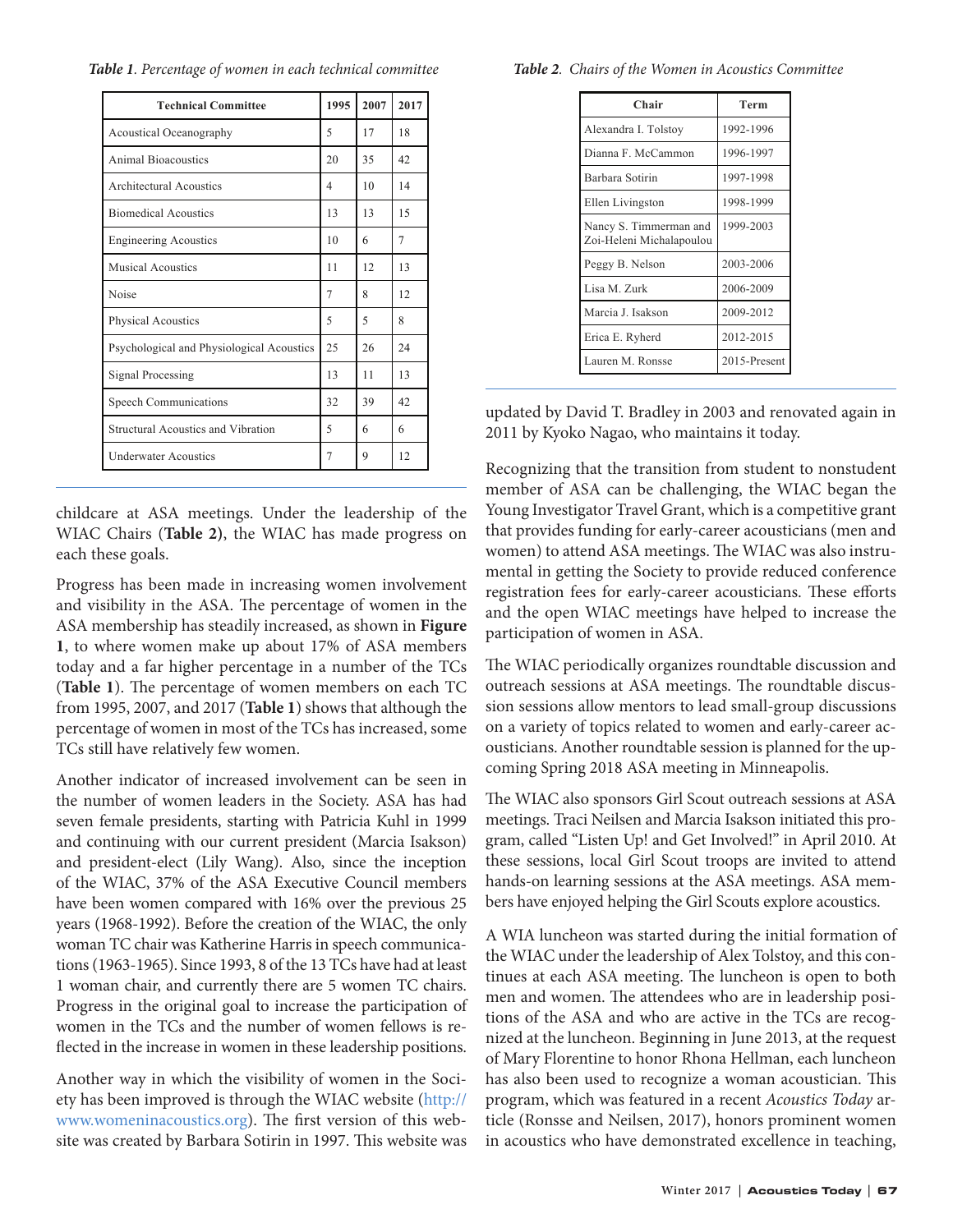*Table 1. Percentage of women in each technical committee*

| Technical Committee | 1995 | 2007 | 2017 |
|---|---|---|---|
| Acoustical Oceanography | 5 | 17 | 18 |
| Animal Bioacoustics | 20 | 35 | 42 |
| Architectural Acoustics | 4 | 10 | 14 |
| Biomedical Acoustics | 13 | 13 | 15 |
| Engineering Acoustics | 10 | 6 | 7 |
| Musical Acoustics | 11 | 12 | 13 |
| Noise | 7 | 8 | 12 |
| Physical Acoustics | 5 | 5 | 8 |
| Psychological and Physiological Acoustics | 25 | 26 | 24 |
| Signal Processing | 13 | 11 | 13 |
| Speech Communications | 32 | 39 | 42 |
| Structural Acoustics and Vibration | 5 | 6 | 6 |
| Underwater Acoustics | 7 | 9 | 12 |

childcare at ASA meetings. Under the leadership of the WIAC Chairs (**Table 2**), the WIAC has made progress on each these goals.

Progress has been made in increasing women involvement and visibility in the ASA. The percentage of women in the ASA membership has steadily increased, as shown in **Figure 1**, to where women make up about 17% of ASA members today and a far higher percentage in a number of the TCs (**Table 1**). The percentage of women members on each TC from 1995, 2007, and 2017 (**Table 1**) shows that although the percentage of women in most of the TCs has increased, some TCs still have relatively few women.

Another indicator of increased involvement can be seen in the number of women leaders in the Society. ASA has had seven female presidents, starting with Patricia Kuhl in 1999 and continuing with our current president (Marcia Isakson) and president-elect (Lily Wang). Also, since the inception of the WIAC, 37% of the ASA Executive Council members have been women compared with 16% over the previous 25 years (1968-1992). Before the creation of the WIAC, the only woman TC chair was Katherine Harris in speech communications (1963-1965). Since 1993, 8 of the 13 TCs have had at least 1 woman chair, and currently there are 5 women TC chairs. Progress in the original goal to increase the participation of women in the TCs and the number of women fellows is reflected in the increase in women in these leadership positions.

Another way in which the visibility of women in the Society has been improved is through the WIAC website (http://www.womeninacoustics.org). The first version of this website was created by Barbara Sotirin in 1997. This website was

*Table 2. Chairs of the Women in Acoustics Committee*

| Chair | Term |
|---|---|
| Alexandra I. Tolstoy | 1992-1996 |
| Dianna F. McCammon | 1996-1997 |
| Barbara Sotirin | 1997-1998 |
| Ellen Livingston | 1998-1999 |
| Nancy S. Timmerman and Zoi-Heleni Michalapoulou | 1999-2003 |
| Peggy B. Nelson | 2003-2006 |
| Lisa M. Zurk | 2006-2009 |
| Marcia J. Isakson | 2009-2012 |
| Erica E. Ryherd | 2012-2015 |
| Lauren M. Ronsse | 2015-Present |

updated by David T. Bradley in 2003 and renovated again in 2011 by Kyoko Nagao, who maintains it today.

Recognizing that the transition from student to nonstudent member of ASA can be challenging, the WIAC began the Young Investigator Travel Grant, which is a competitive grant that provides funding for early-career acousticians (men and women) to attend ASA meetings. The WIAC was also instrumental in getting the Society to provide reduced conference registration fees for early-career acousticians. These efforts and the open WIAC meetings have helped to increase the participation of women in ASA.

The WIAC periodically organizes roundtable discussion and outreach sessions at ASA meetings. The roundtable discussion sessions allow mentors to lead small-group discussions on a variety of topics related to women and early-career acousticians. Another roundtable session is planned for the upcoming Spring 2018 ASA meeting in Minneapolis.

The WIAC also sponsors Girl Scout outreach sessions at ASA meetings. Traci Neilsen and Marcia Isakson initiated this program, called "Listen Up! and Get Involved!" in April 2010. At these sessions, local Girl Scout troops are invited to attend hands-on learning sessions at the ASA meetings. ASA members have enjoyed helping the Girl Scouts explore acoustics.

A WIA luncheon was started during the initial formation of the WIAC under the leadership of Alex Tolstoy, and this continues at each ASA meeting. The luncheon is open to both men and women. The attendees who are in leadership positions of the ASA and who are active in the TCs are recognized at the luncheon. Beginning in June 2013, at the request of Mary Florentine to honor Rhona Hellman, each luncheon has also been used to recognize a woman acoustician. This program, which was featured in a recent *Acoustics Today* article (Ronsse and Neilsen, 2017), honors prominent women in acoustics who have demonstrated excellence in teaching,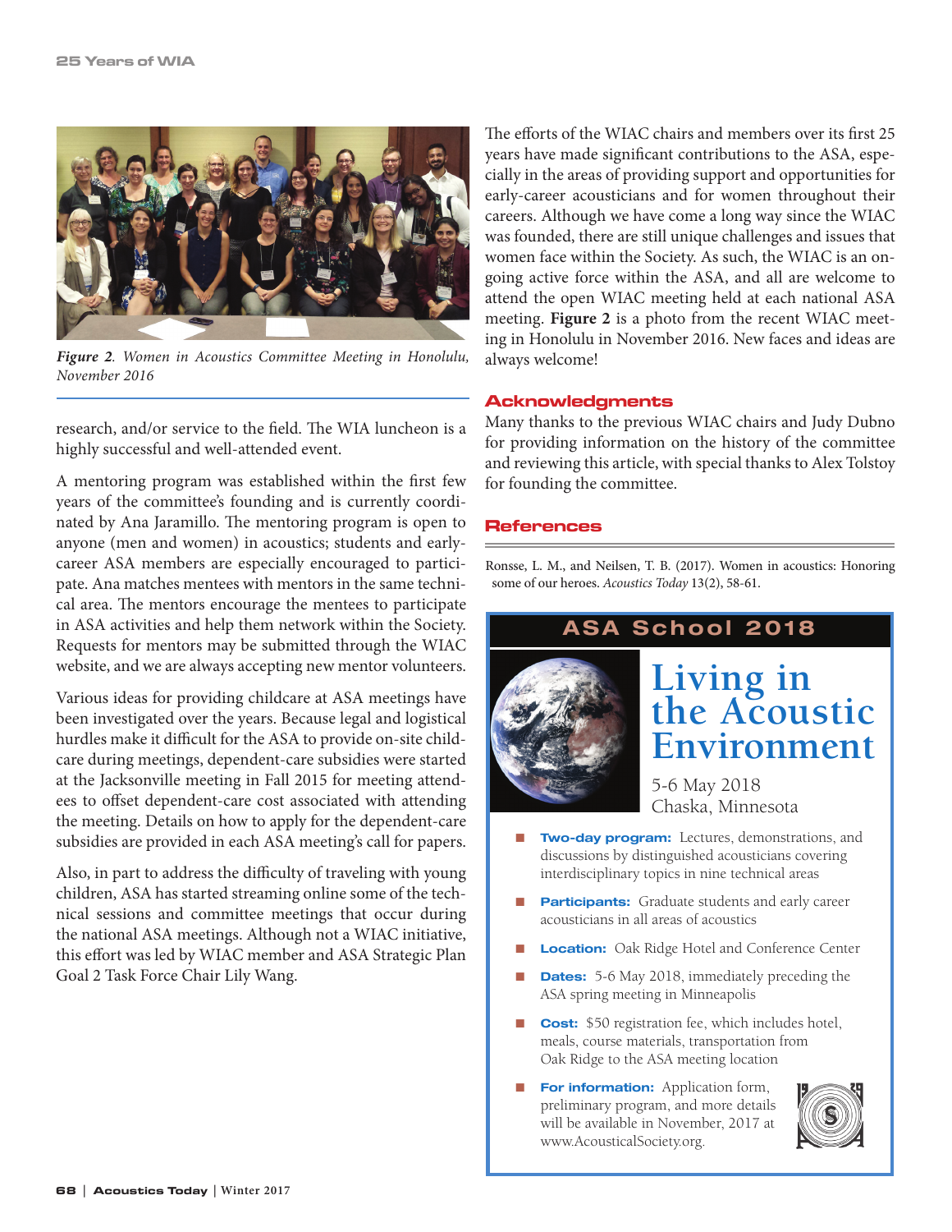*Figure 2. Women in Acoustics Committee Meeting in Honolulu, November 2016*

research, and/or service to the field. The WIA luncheon is a highly successful and well-attended event.

A mentoring program was established within the first few years of the committee's founding and is currently coordinated by Ana Jaramillo. The mentoring program is open to anyone (men and women) in acoustics; students and early-career ASA members are especially encouraged to participate. Ana matches mentees with mentors in the same technical area. The mentors encourage the mentees to participate in ASA activities and help them network within the Society. Requests for mentors may be submitted through the WIAC website, and we are always accepting new mentor volunteers.

Various ideas for providing childcare at ASA meetings have been investigated over the years. Because legal and logistical hurdles make it difficult for the ASA to provide on-site childcare during meetings, dependent-care subsidies were started at the Jacksonville meeting in Fall 2015 for meeting attendees to offset dependent-care cost associated with attending the meeting. Details on how to apply for the dependent-care subsidies are provided in each ASA meeting's call for papers.

Also, in part to address the difficulty of traveling with young children, ASA has started streaming online some of the technical sessions and committee meetings that occur during the national ASA meetings. Although not a WIAC initiative, this effort was led by WIAC member and ASA Strategic Plan Goal 2 Task Force Chair Lily Wang.

The efforts of the WIAC chairs and members over its first 25 years have made significant contributions to the ASA, especially in the areas of providing support and opportunities for early-career acousticians and for women throughout their careers. Although we have come a long way since the WIAC was founded, there are still unique challenges and issues that women face within the Society. As such, the WIAC is an ongoing active force within the ASA, and all are welcome to attend the open WIAC meeting held at each national ASA meeting. **Figure 2** is a photo from the recent WIAC meeting in Honolulu in November 2016. New faces and ideas are always welcome!

## Acknowledgments

Many thanks to the previous WIAC chairs and Judy Dubno for providing information on the history of the committee and reviewing this article, with special thanks to Alex Tolstoy for founding the committee.

## References

Ronsse, L. M., and Neilsen, T. B. (2017). Women in acoustics: Honoring some of our heroes. *Acoustics Today* 13(2), 58-61.

---

## ASA School 2018

# Living in the Acoustic Environment

5-6 May 2018
Chaska, Minnesota

- **Two-day program:** Lectures, demonstrations, and discussions by distinguished acousticians covering interdisciplinary topics in nine technical areas
- **Participants:** Graduate students and early career acousticians in all areas of acoustics
- **Location:** Oak Ridge Hotel and Conference Center
- **Dates:** 5-6 May 2018, immediately preceding the ASA spring meeting in Minneapolis
- **Cost:** $50 registration fee, which includes hotel, meals, course materials, transportation from Oak Ridge to the ASA meeting location
- **For information:** Application form, preliminary program, and more details will be available in November, 2017 at www.AcousticalSociety.org.